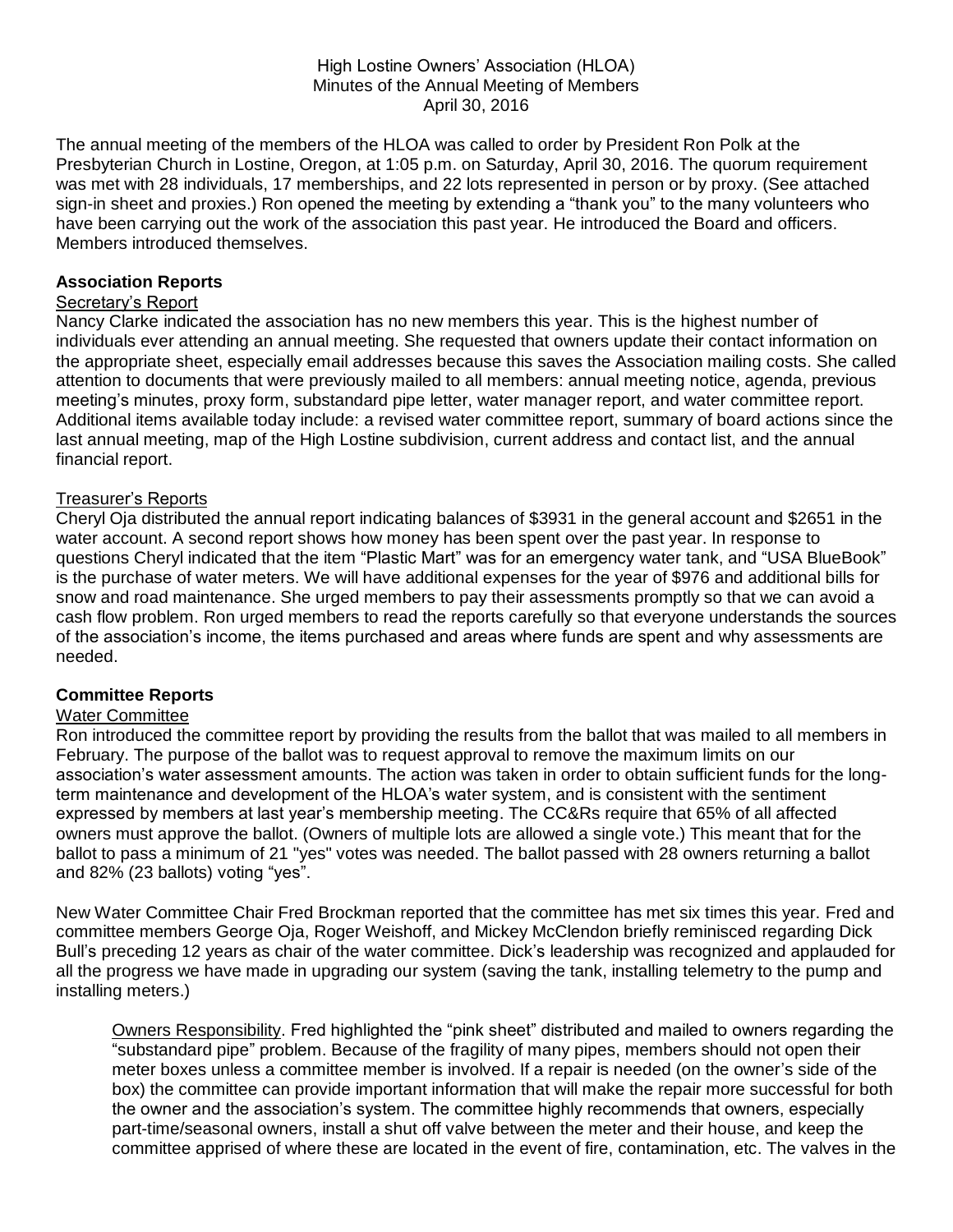High Lostine Owners' Association (HLOA)
Minutes of the Annual Meeting of Members
April 30, 2016

The annual meeting of the members of the HLOA was called to order by President Ron Polk at the Presbyterian Church in Lostine, Oregon, at 1:05 p.m. on Saturday, April 30, 2016. The quorum requirement was met with 28 individuals, 17 memberships, and 22 lots represented in person or by proxy. (See attached sign-in sheet and proxies.) Ron opened the meeting by extending a "thank you" to the many volunteers who have been carrying out the work of the association this past year. He introduced the Board and officers. Members introduced themselves.

**Association Reports**

Secretary's Report

Nancy Clarke indicated the association has no new members this year. This is the highest number of individuals ever attending an annual meeting. She requested that owners update their contact information on the appropriate sheet, especially email addresses because this saves the Association mailing costs. She called attention to documents that were previously mailed to all members: annual meeting notice, agenda, previous meeting's minutes, proxy form, substandard pipe letter, water manager report, and water committee report. Additional items available today include: a revised water committee report, summary of board actions since the last annual meeting, map of the High Lostine subdivision, current address and contact list, and the annual financial report.

Treasurer's Reports

Cheryl Oja distributed the annual report indicating balances of $3931 in the general account and $2651 in the water account. A second report shows how money has been spent over the past year. In response to questions Cheryl indicated that the item "Plastic Mart" was for an emergency water tank, and "USA BlueBook" is the purchase of water meters. We will have additional expenses for the year of $976 and additional bills for snow and road maintenance. She urged members to pay their assessments promptly so that we can avoid a cash flow problem. Ron urged members to read the reports carefully so that everyone understands the sources of the association's income, the items purchased and areas where funds are spent and why assessments are needed.

**Committee Reports**

Water Committee

Ron introduced the committee report by providing the results from the ballot that was mailed to all members in February. The purpose of the ballot was to request approval to remove the maximum limits on our association's water assessment amounts. The action was taken in order to obtain sufficient funds for the long-term maintenance and development of the HLOA's water system, and is consistent with the sentiment expressed by members at last year's membership meeting. The CC&Rs require that 65% of all affected owners must approve the ballot. (Owners of multiple lots are allowed a single vote.) This meant that for the ballot to pass a minimum of 21 "yes" votes was needed. The ballot passed with 28 owners returning a ballot and 82% (23 ballots) voting "yes".

New Water Committee Chair Fred Brockman reported that the committee has met six times this year. Fred and committee members George Oja, Roger Weishoff, and Mickey McClendon briefly reminisced regarding Dick Bull's preceding 12 years as chair of the water committee. Dick's leadership was recognized and applauded for all the progress we have made in upgrading our system (saving the tank, installing telemetry to the pump and installing meters.)

> Owners Responsibility. Fred highlighted the "pink sheet" distributed and mailed to owners regarding the "substandard pipe" problem. Because of the fragility of many pipes, members should not open their meter boxes unless a committee member is involved. If a repair is needed (on the owner's side of the box) the committee can provide important information that will make the repair more successful for both the owner and the association's system. The committee highly recommends that owners, especially part-time/seasonal owners, install a shut off valve between the meter and their house, and keep the committee apprised of where these are located in the event of fire, contamination, etc. The valves in the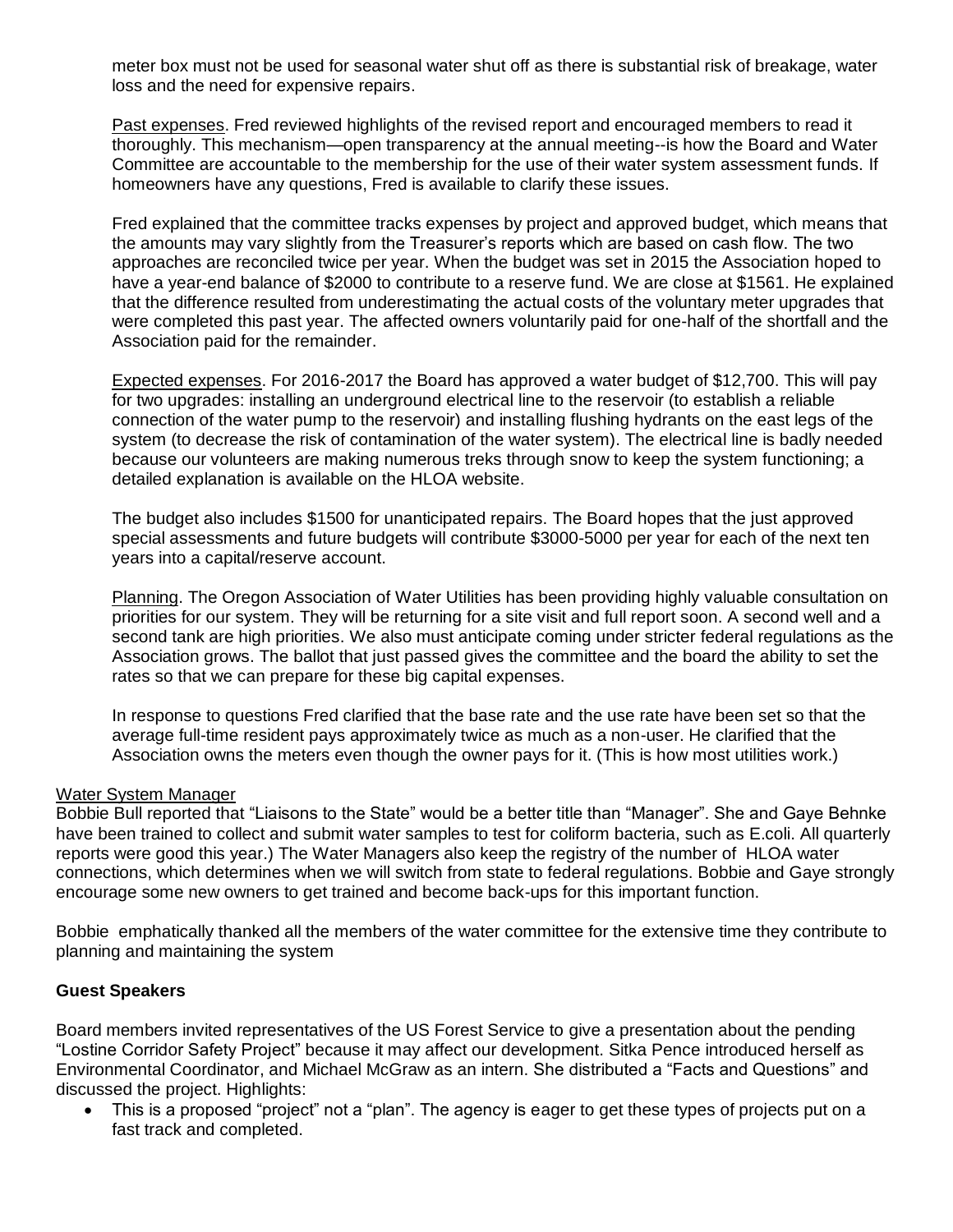meter box must not be used for seasonal water shut off as there is substantial risk of breakage, water loss and the need for expensive repairs.

Past expenses. Fred reviewed highlights of the revised report and encouraged members to read it thoroughly. This mechanism—open transparency at the annual meeting--is how the Board and Water Committee are accountable to the membership for the use of their water system assessment funds. If homeowners have any questions, Fred is available to clarify these issues.

Fred explained that the committee tracks expenses by project and approved budget, which means that the amounts may vary slightly from the Treasurer's reports which are based on cash flow. The two approaches are reconciled twice per year. When the budget was set in 2015 the Association hoped to have a year-end balance of $2000 to contribute to a reserve fund. We are close at $1561. He explained that the difference resulted from underestimating the actual costs of the voluntary meter upgrades that were completed this past year. The affected owners voluntarily paid for one-half of the shortfall and the Association paid for the remainder.

Expected expenses. For 2016-2017 the Board has approved a water budget of $12,700. This will pay for two upgrades: installing an underground electrical line to the reservoir (to establish a reliable connection of the water pump to the reservoir) and installing flushing hydrants on the east legs of the system (to decrease the risk of contamination of the water system). The electrical line is badly needed because our volunteers are making numerous treks through snow to keep the system functioning; a detailed explanation is available on the HLOA website.

The budget also includes $1500 for unanticipated repairs. The Board hopes that the just approved special assessments and future budgets will contribute $3000-5000 per year for each of the next ten years into a capital/reserve account.

Planning. The Oregon Association of Water Utilities has been providing highly valuable consultation on priorities for our system. They will be returning for a site visit and full report soon. A second well and a second tank are high priorities. We also must anticipate coming under stricter federal regulations as the Association grows. The ballot that just passed gives the committee and the board the ability to set the rates so that we can prepare for these big capital expenses.

In response to questions Fred clarified that the base rate and the use rate have been set so that the average full-time resident pays approximately twice as much as a non-user. He clarified that the Association owns the meters even though the owner pays for it. (This is how most utilities work.)

Water System Manager

Bobbie Bull reported that "Liaisons to the State" would be a better title than "Manager". She and Gaye Behnke have been trained to collect and submit water samples to test for coliform bacteria, such as E.coli. All quarterly reports were good this year.) The Water Managers also keep the registry of the number of HLOA water connections, which determines when we will switch from state to federal regulations. Bobbie and Gaye strongly encourage some new owners to get trained and become back-ups for this important function.

Bobbie emphatically thanked all the members of the water committee for the extensive time they contribute to planning and maintaining the system

**Guest Speakers**

Board members invited representatives of the US Forest Service to give a presentation about the pending "Lostine Corridor Safety Project" because it may affect our development. Sitka Pence introduced herself as Environmental Coordinator, and Michael McGraw as an intern. She distributed a "Facts and Questions" and discussed the project. Highlights:

- This is a proposed "project" not a "plan". The agency is eager to get these types of projects put on a fast track and completed.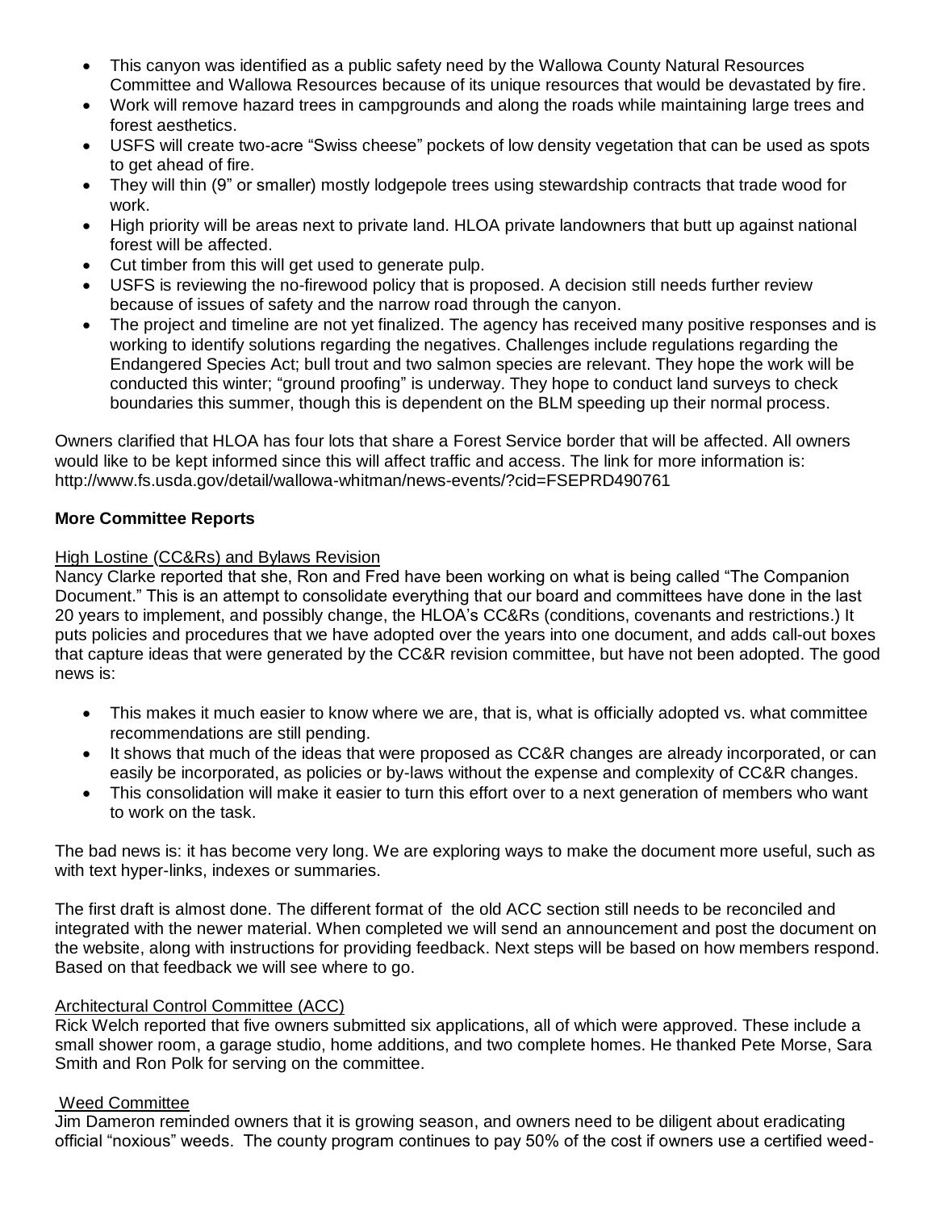- This canyon was identified as a public safety need by the Wallowa County Natural Resources Committee and Wallowa Resources because of its unique resources that would be devastated by fire.
- Work will remove hazard trees in campgrounds and along the roads while maintaining large trees and forest aesthetics.
- USFS will create two-acre "Swiss cheese" pockets of low density vegetation that can be used as spots to get ahead of fire.
- They will thin (9" or smaller) mostly lodgepole trees using stewardship contracts that trade wood for work.
- High priority will be areas next to private land. HLOA private landowners that butt up against national forest will be affected.
- Cut timber from this will get used to generate pulp.
- USFS is reviewing the no-firewood policy that is proposed. A decision still needs further review because of issues of safety and the narrow road through the canyon.
- The project and timeline are not yet finalized. The agency has received many positive responses and is working to identify solutions regarding the negatives. Challenges include regulations regarding the Endangered Species Act; bull trout and two salmon species are relevant. They hope the work will be conducted this winter; "ground proofing" is underway. They hope to conduct land surveys to check boundaries this summer, though this is dependent on the BLM speeding up their normal process.

Owners clarified that HLOA has four lots that share a Forest Service border that will be affected. All owners would like to be kept informed since this will affect traffic and access. The link for more information is: http://www.fs.usda.gov/detail/wallowa-whitman/news-events/?cid=FSEPRD490761

**More Committee Reports**

High Lostine (CC&Rs) and Bylaws Revision

Nancy Clarke reported that she, Ron and Fred have been working on what is being called "The Companion Document." This is an attempt to consolidate everything that our board and committees have done in the last 20 years to implement, and possibly change, the HLOA's CC&Rs (conditions, covenants and restrictions.) It puts policies and procedures that we have adopted over the years into one document, and adds call-out boxes that capture ideas that were generated by the CC&R revision committee, but have not been adopted. The good news is:

- This makes it much easier to know where we are, that is, what is officially adopted vs. what committee recommendations are still pending.
- It shows that much of the ideas that were proposed as CC&R changes are already incorporated, or can easily be incorporated, as policies or by-laws without the expense and complexity of CC&R changes.
- This consolidation will make it easier to turn this effort over to a next generation of members who want to work on the task.

The bad news is: it has become very long. We are exploring ways to make the document more useful, such as with text hyper-links, indexes or summaries.

The first draft is almost done. The different format of the old ACC section still needs to be reconciled and integrated with the newer material. When completed we will send an announcement and post the document on the website, along with instructions for providing feedback. Next steps will be based on how members respond. Based on that feedback we will see where to go.

Architectural Control Committee (ACC)

Rick Welch reported that five owners submitted six applications, all of which were approved. These include a small shower room, a garage studio, home additions, and two complete homes. He thanked Pete Morse, Sara Smith and Ron Polk for serving on the committee.

Weed Committee

Jim Dameron reminded owners that it is growing season, and owners need to be diligent about eradicating official "noxious" weeds. The county program continues to pay 50% of the cost if owners use a certified weed-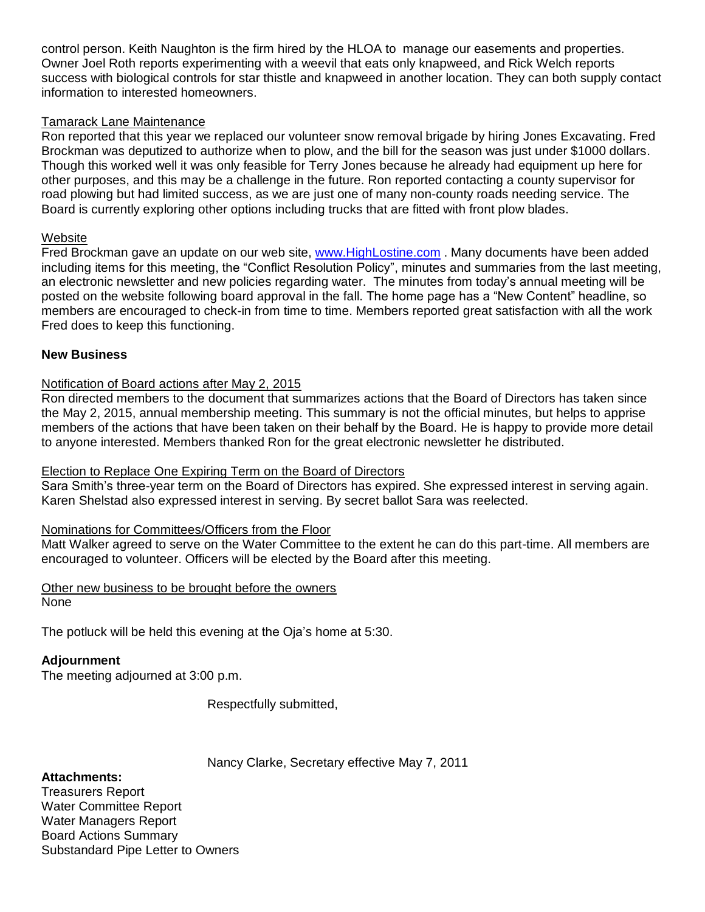control person. Keith Naughton is the firm hired by the HLOA to manage our easements and properties. Owner Joel Roth reports experimenting with a weevil that eats only knapweed, and Rick Welch reports success with biological controls for star thistle and knapweed in another location. They can both supply contact information to interested homeowners.

Tamarack Lane Maintenance

Ron reported that this year we replaced our volunteer snow removal brigade by hiring Jones Excavating. Fred Brockman was deputized to authorize when to plow, and the bill for the season was just under $1000 dollars. Though this worked well it was only feasible for Terry Jones because he already had equipment up here for other purposes, and this may be a challenge in the future. Ron reported contacting a county supervisor for road plowing but had limited success, as we are just one of many non-county roads needing service. The Board is currently exploring other options including trucks that are fitted with front plow blades.

Website

Fred Brockman gave an update on our web site, www.HighLostine.com . Many documents have been added including items for this meeting, the "Conflict Resolution Policy", minutes and summaries from the last meeting, an electronic newsletter and new policies regarding water. The minutes from today's annual meeting will be posted on the website following board approval in the fall. The home page has a "New Content" headline, so members are encouraged to check-in from time to time. Members reported great satisfaction with all the work Fred does to keep this functioning.

**New Business**

Notification of Board actions after May 2, 2015

Ron directed members to the document that summarizes actions that the Board of Directors has taken since the May 2, 2015, annual membership meeting. This summary is not the official minutes, but helps to apprise members of the actions that have been taken on their behalf by the Board. He is happy to provide more detail to anyone interested. Members thanked Ron for the great electronic newsletter he distributed.

Election to Replace One Expiring Term on the Board of Directors

Sara Smith's three-year term on the Board of Directors has expired. She expressed interest in serving again. Karen Shelstad also expressed interest in serving. By secret ballot Sara was reelected.

Nominations for Committees/Officers from the Floor

Matt Walker agreed to serve on the Water Committee to the extent he can do this part-time. All members are encouraged to volunteer. Officers will be elected by the Board after this meeting.

Other new business to be brought before the owners

None

The potluck will be held this evening at the Oja's home at 5:30.

**Adjournment**

The meeting adjourned at 3:00 p.m.

Respectfully submitted,

Nancy Clarke, Secretary effective May 7, 2011

**Attachments:**

Treasurers Report
Water Committee Report
Water Managers Report
Board Actions Summary
Substandard Pipe Letter to Owners